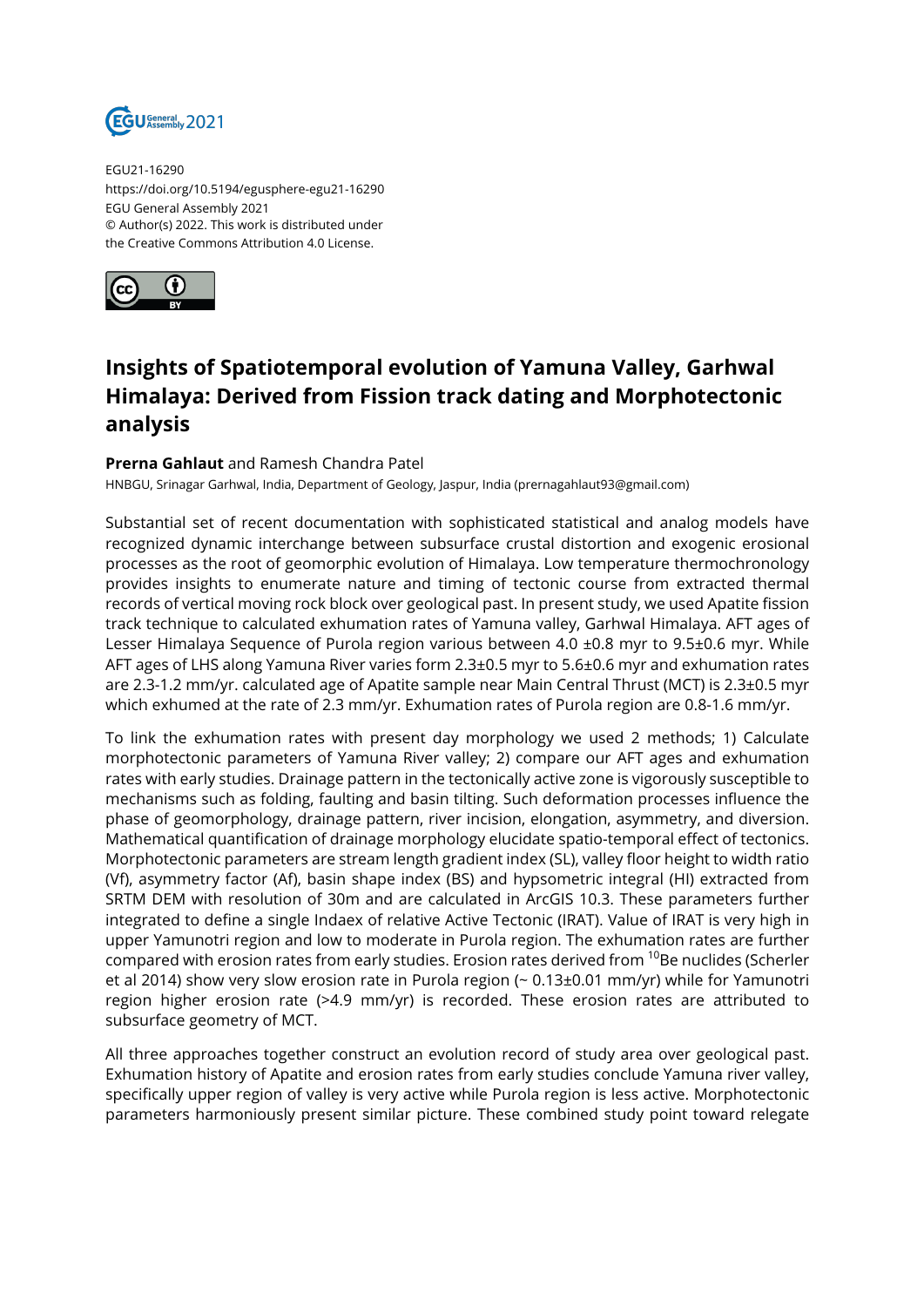EGU21-16290
https://doi.org/10.5194/egusphere-egu21-16290
EGU General Assembly 2021
© Author(s) 2022. This work is distributed under
the Creative Commons Attribution 4.0 License.

# Insights of Spatiotemporal evolution of Yamuna Valley, Garhwal Himalaya: Derived from Fission track dating and Morphotectonic analysis

**Prerna Gahlaut** and Ramesh Chandra Patel

HNBGU, Srinagar Garhwal, India, Department of Geology, Jaspur, India (prernagahlaut93@gmail.com)

Substantial set of recent documentation with sophisticated statistical and analog models have recognized dynamic interchange between subsurface crustal distortion and exogenic erosional processes as the root of geomorphic evolution of Himalaya. Low temperature thermochronology provides insights to enumerate nature and timing of tectonic course from extracted thermal records of vertical moving rock block over geological past. In present study, we used Apatite fission track technique to calculated exhumation rates of Yamuna valley, Garhwal Himalaya. AFT ages of Lesser Himalaya Sequence of Purola region various between 4.0 ±0.8 myr to 9.5±0.6 myr. While AFT ages of LHS along Yamuna River varies form 2.3±0.5 myr to 5.6±0.6 myr and exhumation rates are 2.3-1.2 mm/yr. calculated age of Apatite sample near Main Central Thrust (MCT) is 2.3±0.5 myr which exhumed at the rate of 2.3 mm/yr. Exhumation rates of Purola region are 0.8-1.6 mm/yr.

To link the exhumation rates with present day morphology we used 2 methods; 1) Calculate morphotectonic parameters of Yamuna River valley; 2) compare our AFT ages and exhumation rates with early studies. Drainage pattern in the tectonically active zone is vigorously susceptible to mechanisms such as folding, faulting and basin tilting. Such deformation processes influence the phase of geomorphology, drainage pattern, river incision, elongation, asymmetry, and diversion. Mathematical quantification of drainage morphology elucidate spatio-temporal effect of tectonics. Morphotectonic parameters are stream length gradient index (SL), valley floor height to width ratio (Vf), asymmetry factor (Af), basin shape index (BS) and hypsometric integral (HI) extracted from SRTM DEM with resolution of 30m and are calculated in ArcGIS 10.3. These parameters further integrated to define a single Indaex of relative Active Tectonic (IRAT). Value of IRAT is very high in upper Yamunotri region and low to moderate in Purola region. The exhumation rates are further compared with erosion rates from early studies. Erosion rates derived from $^{10}$Be nuclides (Scherler et al 2014) show very slow erosion rate in Purola region (~ 0.13±0.01 mm/yr) while for Yamunotri region higher erosion rate (>4.9 mm/yr) is recorded. These erosion rates are attributed to subsurface geometry of MCT.

All three approaches together construct an evolution record of study area over geological past. Exhumation history of Apatite and erosion rates from early studies conclude Yamuna river valley, specifically upper region of valley is very active while Purola region is less active. Morphotectonic parameters harmoniously present similar picture. These combined study point toward relegate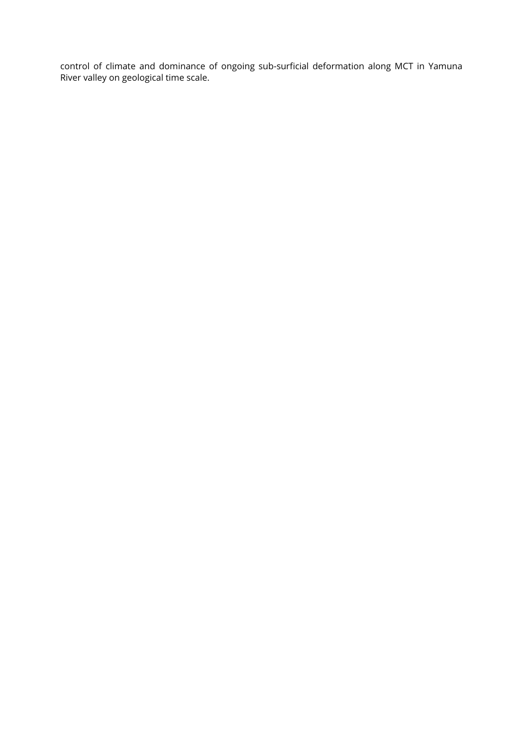control of climate and dominance of ongoing sub-surficial deformation along MCT in Yamuna River valley on geological time scale.